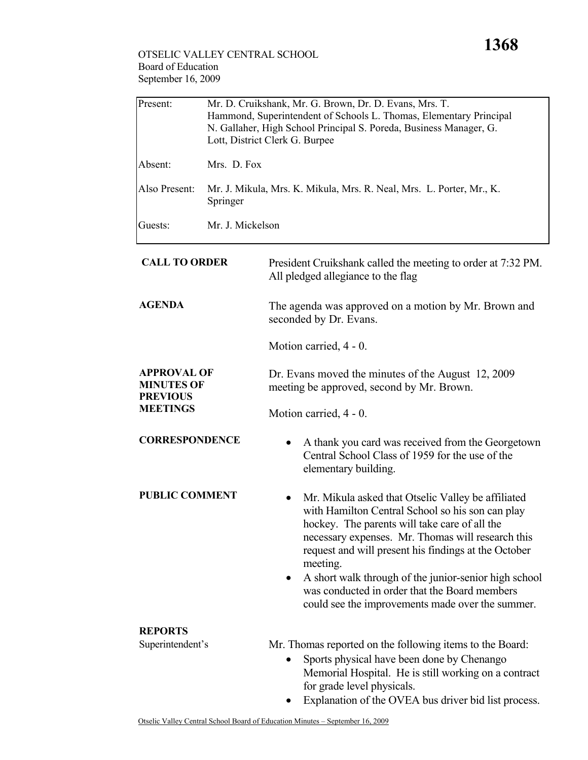OTSELIC VALLEY CENTRAL SCHOOL
Board of Education
September 16, 2009

| | |
|---|---|
| Present: | Mr. D. Cruikshank, Mr. G. Brown, Dr. D. Evans, Mrs. T. Hammond, Superintendent of Schools L. Thomas, Elementary Principal N. Gallaher, High School Principal S. Poreda, Business Manager, G. Lott, District Clerk G. Burpee |
| Absent: | Mrs. D. Fox |
| Also Present: | Mr. J. Mikula, Mrs. K. Mikula, Mrs. R. Neal, Mrs. L. Porter, Mr., K. Springer |
| Guests: | Mr. J. Mickelson |

**CALL TO ORDER**

President Cruikshank called the meeting to order at 7:32 PM. All pledged allegiance to the flag

**AGENDA**

The agenda was approved on a motion by Mr. Brown and seconded by Dr. Evans.

Motion carried, 4 - 0.

**APPROVAL OF MINUTES OF PREVIOUS MEETINGS**

Dr. Evans moved the minutes of the August 12, 2009 meeting be approved, second by Mr. Brown.

Motion carried, 4 - 0.

**CORRESPONDENCE**

- A thank you card was received from the Georgetown Central School Class of 1959 for the use of the elementary building.

**PUBLIC COMMENT**

- Mr. Mikula asked that Otselic Valley be affiliated with Hamilton Central School so his son can play hockey. The parents will take care of all the necessary expenses. Mr. Thomas will research this request and will present his findings at the October meeting.
- A short walk through of the junior-senior high school was conducted in order that the Board members could see the improvements made over the summer.

**REPORTS**

Superintendent's

Mr. Thomas reported on the following items to the Board:

- Sports physical have been done by Chenango Memorial Hospital. He is still working on a contract for grade level physicals.
- Explanation of the OVEA bus driver bid list process.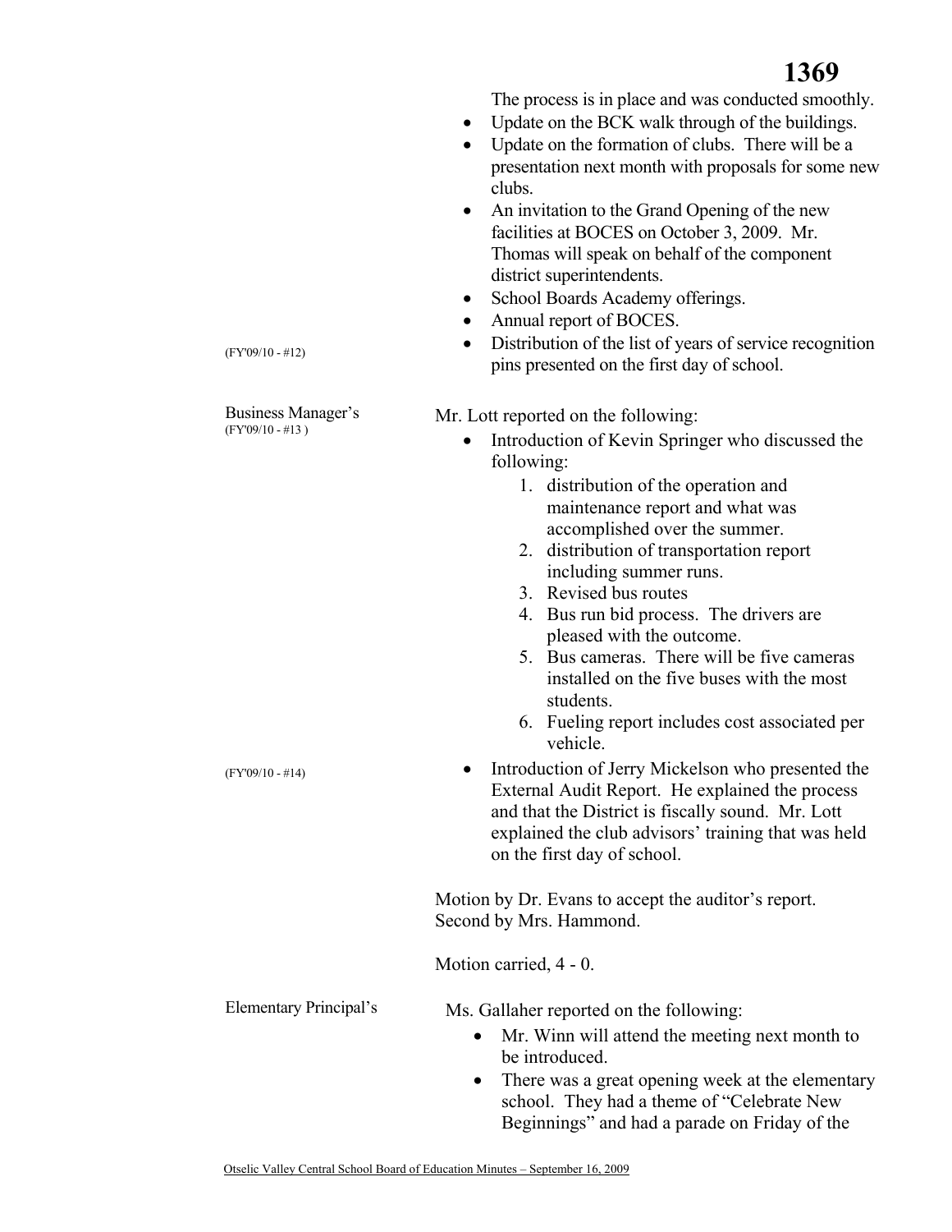The process is in place and was conducted smoothly.

- Update on the BCK walk through of the buildings.
- Update on the formation of clubs. There will be a presentation next month with proposals for some new clubs.
- An invitation to the Grand Opening of the new facilities at BOCES on October 3, 2009. Mr. Thomas will speak on behalf of the component district superintendents.
- School Boards Academy offerings.
- Annual report of BOCES.
- (FY'09/10 - #12) Distribution of the list of years of service recognition pins presented on the first day of school.

Business Manager's
(FY'09/10 - #13 )

Mr. Lott reported on the following:

- Introduction of Kevin Springer who discussed the following:
  1. distribution of the operation and maintenance report and what was accomplished over the summer.
  2. distribution of transportation report including summer runs.
  3. Revised bus routes
  4. Bus run bid process. The drivers are pleased with the outcome.
  5. Bus cameras. There will be five cameras installed on the five buses with the most students.
  6. Fueling report includes cost associated per vehicle.
- (FY'09/10 - #14) Introduction of Jerry Mickelson who presented the External Audit Report. He explained the process and that the District is fiscally sound. Mr. Lott explained the club advisors' training that was held on the first day of school.

Motion by Dr. Evans to accept the auditor's report. Second by Mrs. Hammond.

Motion carried, 4 - 0.

Elementary Principal's

Ms. Gallaher reported on the following:

- Mr. Winn will attend the meeting next month to be introduced.
- There was a great opening week at the elementary school. They had a theme of "Celebrate New Beginnings" and had a parade on Friday of the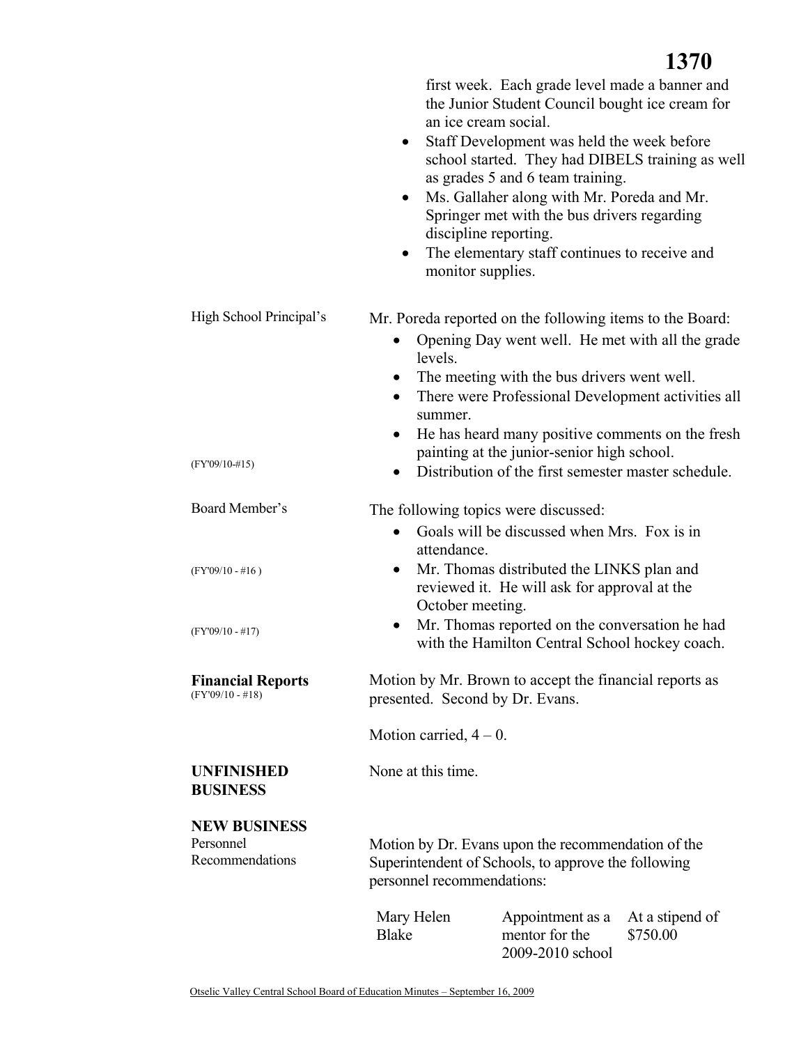first week. Each grade level made a banner and the Junior Student Council bought ice cream for an ice cream social.

- Staff Development was held the week before school started. They had DIBELS training as well as grades 5 and 6 team training.
- Ms. Gallaher along with Mr. Poreda and Mr. Springer met with the bus drivers regarding discipline reporting.
- The elementary staff continues to receive and monitor supplies.

High School Principal's

Mr. Poreda reported on the following items to the Board:

- Opening Day went well. He met with all the grade levels.
- The meeting with the bus drivers went well.
- There were Professional Development activities all summer.
- He has heard many positive comments on the fresh painting at the junior-senior high school.
- (FY'09/10-#15) Distribution of the first semester master schedule.

Board Member's

The following topics were discussed:

- Goals will be discussed when Mrs. Fox is in attendance.
- (FY'09/10 - #16) Mr. Thomas distributed the LINKS plan and reviewed it. He will ask for approval at the October meeting.
- (FY'09/10 - #17) Mr. Thomas reported on the conversation he had with the Hamilton Central School hockey coach.

**Financial Reports**
(FY'09/10 - #18)

Motion by Mr. Brown to accept the financial reports as presented. Second by Dr. Evans.

Motion carried, 4 – 0.

**UNFINISHED BUSINESS**

None at this time.

**NEW BUSINESS**

Personnel Recommendations

Motion by Dr. Evans upon the recommendation of the Superintendent of Schools, to approve the following personnel recommendations:

| | | |
|---|---|---|
| Mary Helen Blake | Appointment as a mentor for the 2009-2010 school | At a stipend of $750.00 |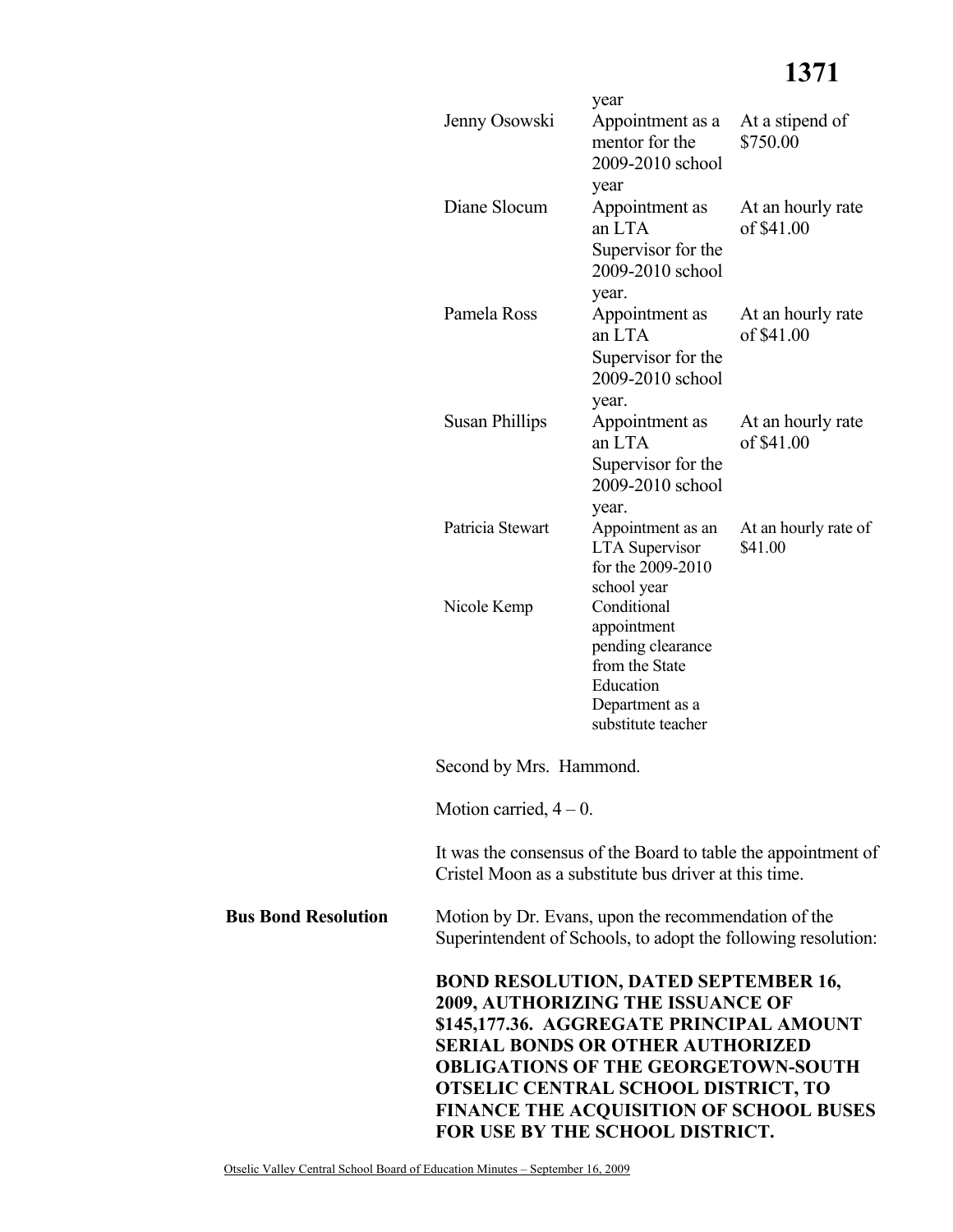| | | |
|---|---|---|
| | year | |
| Jenny Osowski | Appointment as a mentor for the 2009-2010 school year | At a stipend of $750.00 |
| Diane Slocum | Appointment as an LTA Supervisor for the 2009-2010 school year. | At an hourly rate of $41.00 |
| Pamela Ross | Appointment as an LTA Supervisor for the 2009-2010 school year. | At an hourly rate of $41.00 |
| Susan Phillips | Appointment as an LTA Supervisor for the 2009-2010 school year. | At an hourly rate of $41.00 |
| Patricia Stewart | Appointment as an LTA Supervisor for the 2009-2010 school year | At an hourly rate of $41.00 |
| Nicole Kemp | Conditional appointment pending clearance from the State Education Department as a substitute teacher | |

Second by Mrs. Hammond.

Motion carried, 4 – 0.

It was the consensus of the Board to table the appointment of Cristel Moon as a substitute bus driver at this time.

**Bus Bond Resolution**

Motion by Dr. Evans, upon the recommendation of the Superintendent of Schools, to adopt the following resolution:

**BOND RESOLUTION, DATED SEPTEMBER 16, 2009, AUTHORIZING THE ISSUANCE OF $145,177.36. AGGREGATE PRINCIPAL AMOUNT SERIAL BONDS OR OTHER AUTHORIZED OBLIGATIONS OF THE GEORGETOWN-SOUTH OTSELIC CENTRAL SCHOOL DISTRICT, TO FINANCE THE ACQUISITION OF SCHOOL BUSES FOR USE BY THE SCHOOL DISTRICT.**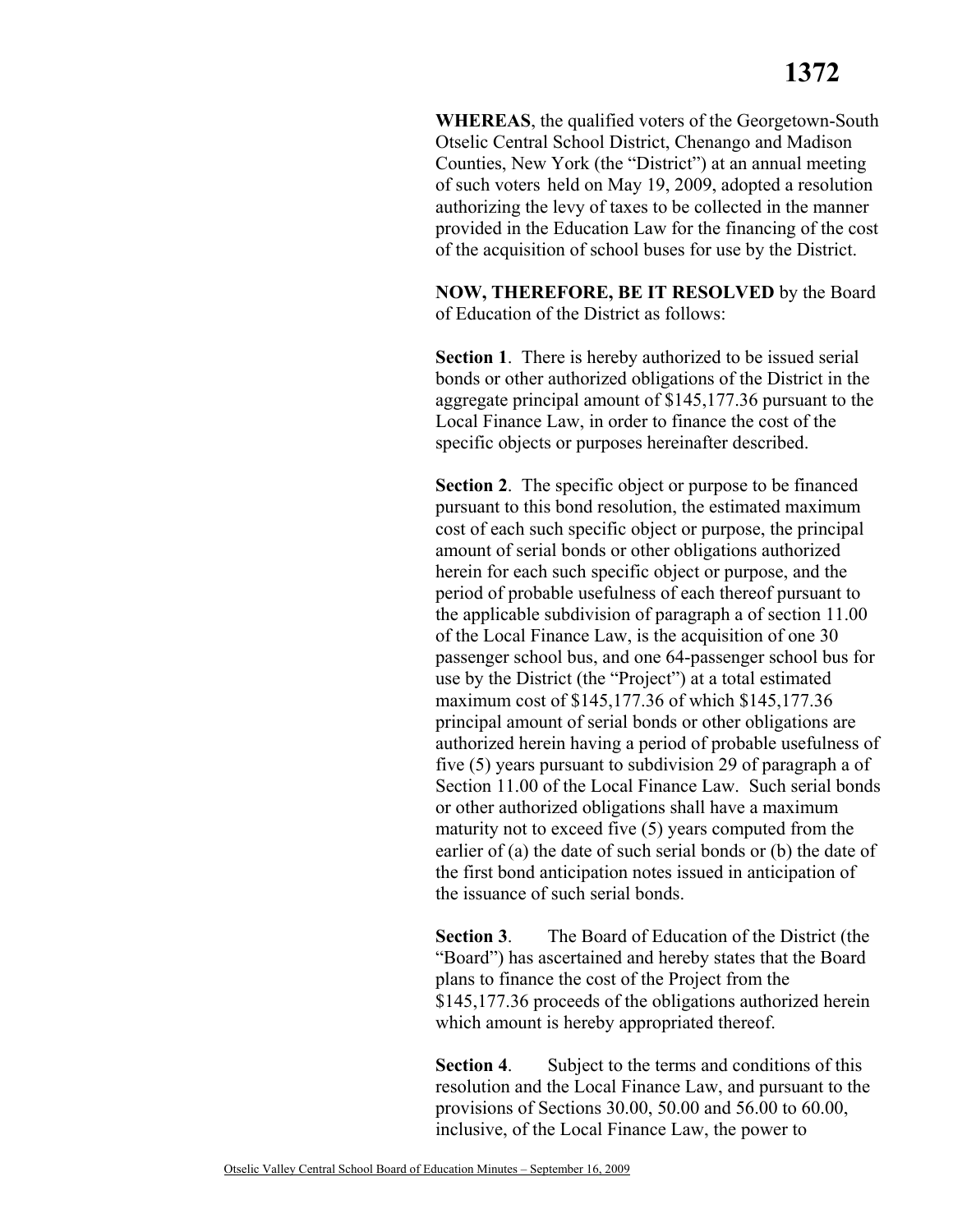**WHEREAS**, the qualified voters of the Georgetown-South Otselic Central School District, Chenango and Madison Counties, New York (the "District") at an annual meeting of such voters held on May 19, 2009, adopted a resolution authorizing the levy of taxes to be collected in the manner provided in the Education Law for the financing of the cost of the acquisition of school buses for use by the District.

**NOW, THEREFORE, BE IT RESOLVED** by the Board of Education of the District as follows:

**Section 1**. There is hereby authorized to be issued serial bonds or other authorized obligations of the District in the aggregate principal amount of $145,177.36 pursuant to the Local Finance Law, in order to finance the cost of the specific objects or purposes hereinafter described.

**Section 2**. The specific object or purpose to be financed pursuant to this bond resolution, the estimated maximum cost of each such specific object or purpose, the principal amount of serial bonds or other obligations authorized herein for each such specific object or purpose, and the period of probable usefulness of each thereof pursuant to the applicable subdivision of paragraph a of section 11.00 of the Local Finance Law, is the acquisition of one 30 passenger school bus, and one 64-passenger school bus for use by the District (the "Project") at a total estimated maximum cost of $145,177.36 of which $145,177.36 principal amount of serial bonds or other obligations are authorized herein having a period of probable usefulness of five (5) years pursuant to subdivision 29 of paragraph a of Section 11.00 of the Local Finance Law. Such serial bonds or other authorized obligations shall have a maximum maturity not to exceed five (5) years computed from the earlier of (a) the date of such serial bonds or (b) the date of the first bond anticipation notes issued in anticipation of the issuance of such serial bonds.

**Section 3**. The Board of Education of the District (the "Board") has ascertained and hereby states that the Board plans to finance the cost of the Project from the $145,177.36 proceeds of the obligations authorized herein which amount is hereby appropriated thereof.

**Section 4**. Subject to the terms and conditions of this resolution and the Local Finance Law, and pursuant to the provisions of Sections 30.00, 50.00 and 56.00 to 60.00, inclusive, of the Local Finance Law, the power to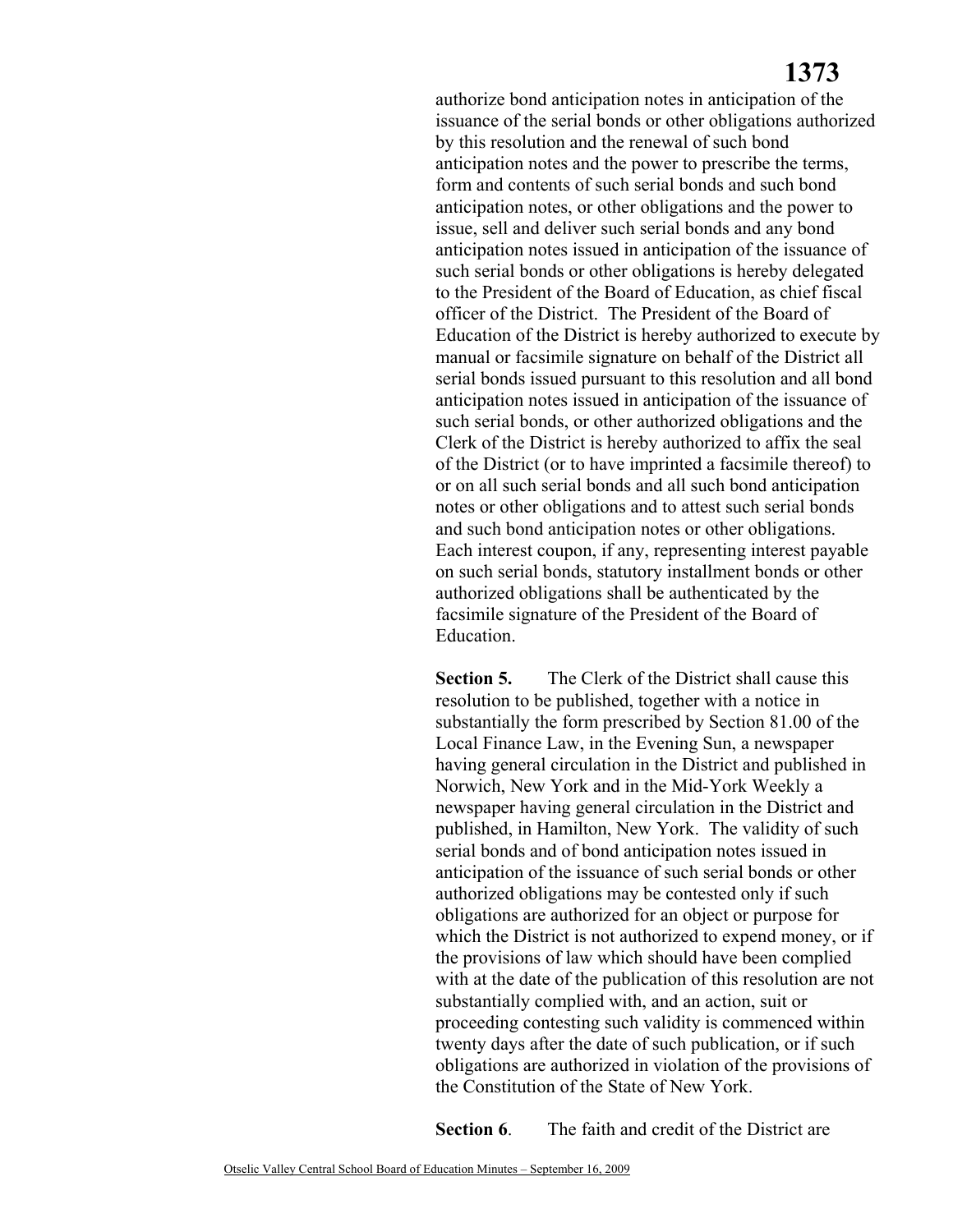authorize bond anticipation notes in anticipation of the issuance of the serial bonds or other obligations authorized by this resolution and the renewal of such bond anticipation notes and the power to prescribe the terms, form and contents of such serial bonds and such bond anticipation notes, or other obligations and the power to issue, sell and deliver such serial bonds and any bond anticipation notes issued in anticipation of the issuance of such serial bonds or other obligations is hereby delegated to the President of the Board of Education, as chief fiscal officer of the District. The President of the Board of Education of the District is hereby authorized to execute by manual or facsimile signature on behalf of the District all serial bonds issued pursuant to this resolution and all bond anticipation notes issued in anticipation of the issuance of such serial bonds, or other authorized obligations and the Clerk of the District is hereby authorized to affix the seal of the District (or to have imprinted a facsimile thereof) to or on all such serial bonds and all such bond anticipation notes or other obligations and to attest such serial bonds and such bond anticipation notes or other obligations. Each interest coupon, if any, representing interest payable on such serial bonds, statutory installment bonds or other authorized obligations shall be authenticated by the facsimile signature of the President of the Board of Education.

**Section 5.** The Clerk of the District shall cause this resolution to be published, together with a notice in substantially the form prescribed by Section 81.00 of the Local Finance Law, in the Evening Sun, a newspaper having general circulation in the District and published in Norwich, New York and in the Mid-York Weekly a newspaper having general circulation in the District and published, in Hamilton, New York. The validity of such serial bonds and of bond anticipation notes issued in anticipation of the issuance of such serial bonds or other authorized obligations may be contested only if such obligations are authorized for an object or purpose for which the District is not authorized to expend money, or if the provisions of law which should have been complied with at the date of the publication of this resolution are not substantially complied with, and an action, suit or proceeding contesting such validity is commenced within twenty days after the date of such publication, or if such obligations are authorized in violation of the provisions of the Constitution of the State of New York.

**Section 6**. The faith and credit of the District are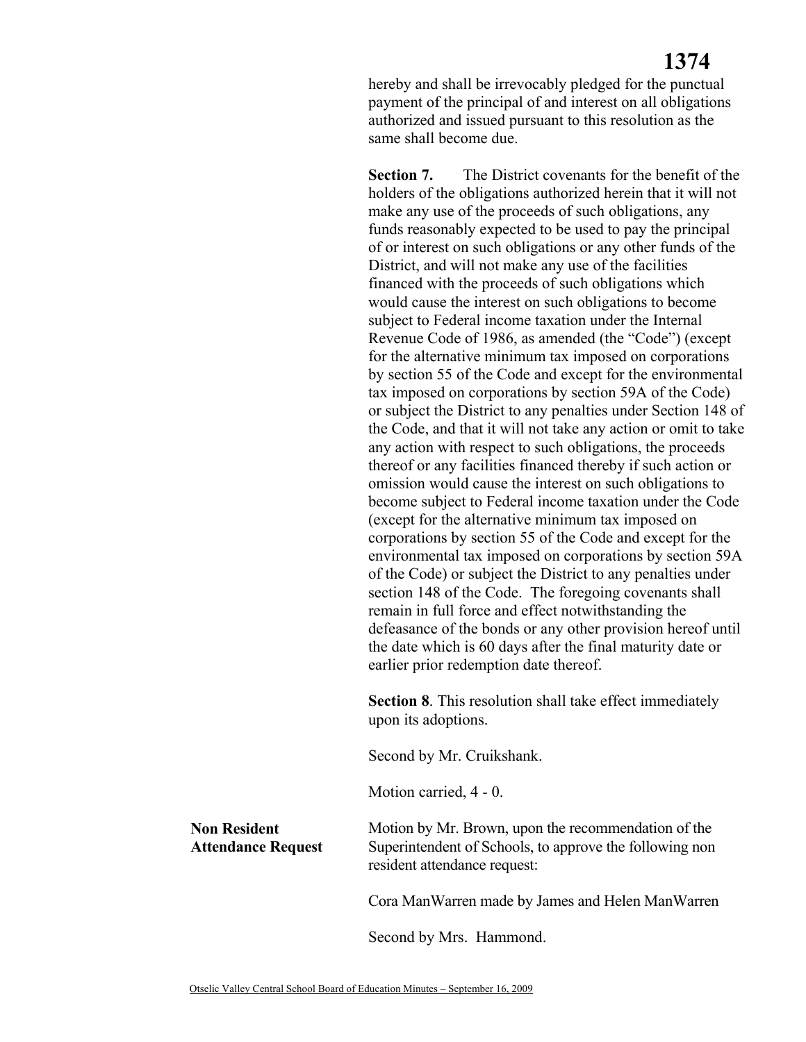hereby and shall be irrevocably pledged for the punctual payment of the principal of and interest on all obligations authorized and issued pursuant to this resolution as the same shall become due.

**Section 7.** The District covenants for the benefit of the holders of the obligations authorized herein that it will not make any use of the proceeds of such obligations, any funds reasonably expected to be used to pay the principal of or interest on such obligations or any other funds of the District, and will not make any use of the facilities financed with the proceeds of such obligations which would cause the interest on such obligations to become subject to Federal income taxation under the Internal Revenue Code of 1986, as amended (the "Code") (except for the alternative minimum tax imposed on corporations by section 55 of the Code and except for the environmental tax imposed on corporations by section 59A of the Code) or subject the District to any penalties under Section 148 of the Code, and that it will not take any action or omit to take any action with respect to such obligations, the proceeds thereof or any facilities financed thereby if such action or omission would cause the interest on such obligations to become subject to Federal income taxation under the Code (except for the alternative minimum tax imposed on corporations by section 55 of the Code and except for the environmental tax imposed on corporations by section 59A of the Code) or subject the District to any penalties under section 148 of the Code. The foregoing covenants shall remain in full force and effect notwithstanding the defeasance of the bonds or any other provision hereof until the date which is 60 days after the final maturity date or earlier prior redemption date thereof.

**Section 8**. This resolution shall take effect immediately upon its adoptions.

Second by Mr. Cruikshank.

Motion carried, 4 - 0.

**Non Resident Attendance Request**

Motion by Mr. Brown, upon the recommendation of the Superintendent of Schools, to approve the following non resident attendance request:

Cora ManWarren made by James and Helen ManWarren

Second by Mrs. Hammond.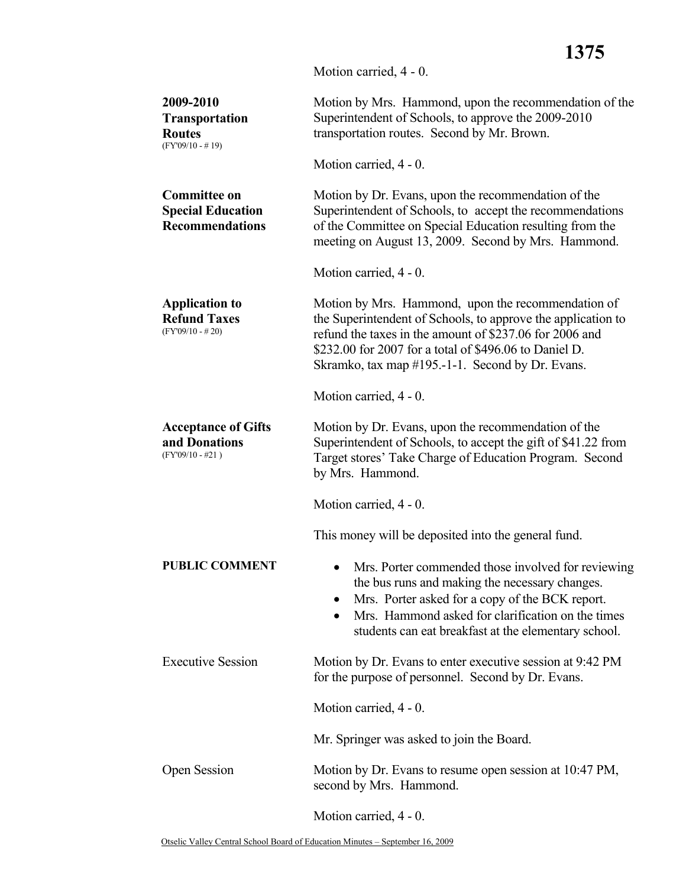Motion carried, 4 - 0.

**2009-2010 Transportation Routes**
(FY'09/10 - # 19)

Motion by Mrs. Hammond, upon the recommendation of the Superintendent of Schools, to approve the 2009-2010 transportation routes. Second by Mr. Brown.

Motion carried, 4 - 0.

**Committee on Special Education Recommendations**

Motion by Dr. Evans, upon the recommendation of the Superintendent of Schools, to accept the recommendations of the Committee on Special Education resulting from the meeting on August 13, 2009. Second by Mrs. Hammond.

Motion carried, 4 - 0.

**Application to Refund Taxes**
(FY'09/10 - # 20)

Motion by Mrs. Hammond, upon the recommendation of the Superintendent of Schools, to approve the application to refund the taxes in the amount of $237.06 for 2006 and $232.00 for 2007 for a total of $496.06 to Daniel D. Skramko, tax map #195.-1-1. Second by Dr. Evans.

Motion carried, 4 - 0.

**Acceptance of Gifts and Donations**
(FY'09/10 - #21 )

Motion by Dr. Evans, upon the recommendation of the Superintendent of Schools, to accept the gift of $41.22 from Target stores' Take Charge of Education Program. Second by Mrs. Hammond.

Motion carried, 4 - 0.

This money will be deposited into the general fund.

**PUBLIC COMMENT**

- Mrs. Porter commended those involved for reviewing the bus runs and making the necessary changes.
- Mrs. Porter asked for a copy of the BCK report.
- Mrs. Hammond asked for clarification on the times students can eat breakfast at the elementary school.

Executive Session

Motion by Dr. Evans to enter executive session at 9:42 PM for the purpose of personnel. Second by Dr. Evans.

Motion carried, 4 - 0.

Mr. Springer was asked to join the Board.

Open Session

Motion by Dr. Evans to resume open session at 10:47 PM, second by Mrs. Hammond.

Motion carried, 4 - 0.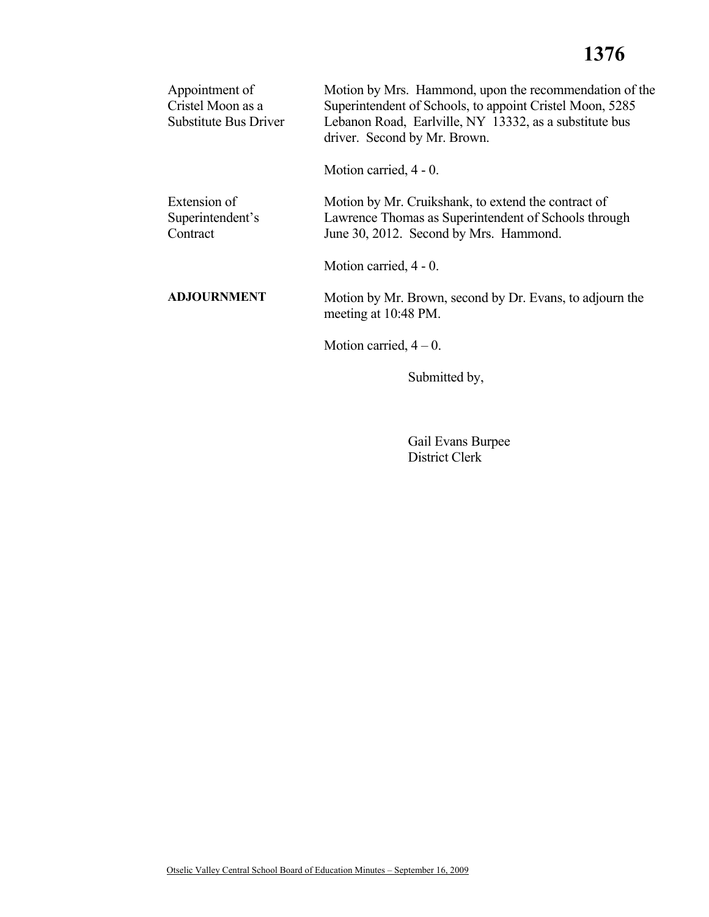**Appointment of Cristel Moon as a Substitute Bus Driver**

Motion by Mrs. Hammond, upon the recommendation of the Superintendent of Schools, to appoint Cristel Moon, 5285 Lebanon Road, Earlville, NY 13332, as a substitute bus driver. Second by Mr. Brown.

Motion carried, 4 - 0.

**Extension of Superintendent's Contract**

Motion by Mr. Cruikshank, to extend the contract of Lawrence Thomas as Superintendent of Schools through June 30, 2012. Second by Mrs. Hammond.

Motion carried, 4 - 0.

**ADJOURNMENT**

Motion by Mr. Brown, second by Dr. Evans, to adjourn the meeting at 10:48 PM.

Motion carried, 4 – 0.

Submitted by,

Gail Evans Burpee
District Clerk